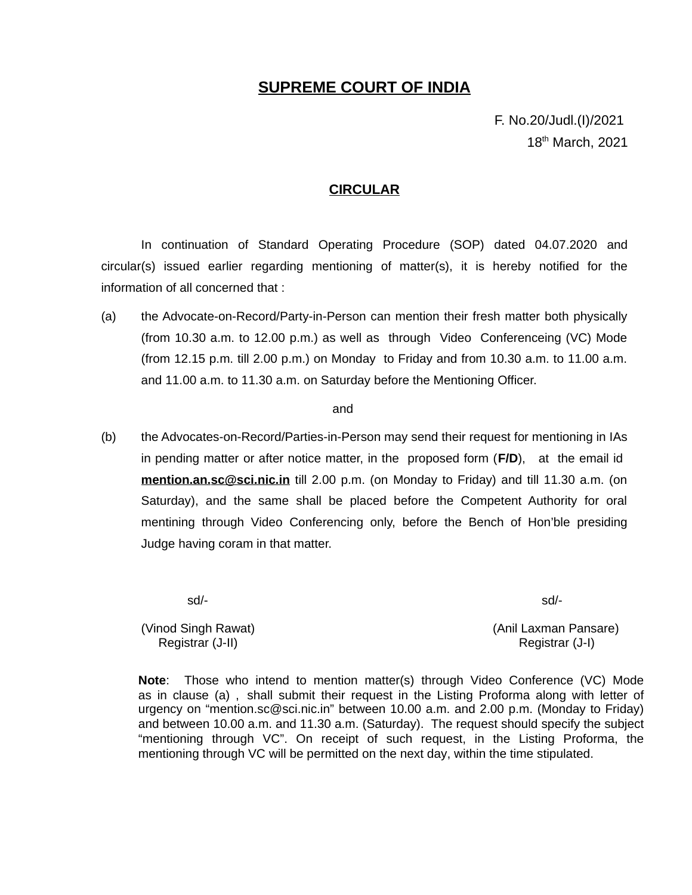# SUPREME COURT OF INDIA

F. No.20/Judl.(I)/2021
18th March, 2021

## CIRCULAR

In continuation of Standard Operating Procedure (SOP) dated 04.07.2020 and circular(s) issued earlier regarding mentioning of matter(s), it is hereby notified for the information of all concerned that :

(a) the Advocate-on-Record/Party-in-Person can mention their fresh matter both physically (from 10.30 a.m. to 12.00 p.m.) as well as through Video Conferenceing (VC) Mode (from 12.15 p.m. till 2.00 p.m.) on Monday to Friday and from 10.30 a.m. to 11.00 a.m. and 11.00 a.m. to 11.30 a.m. on Saturday before the Mentioning Officer.

and

(b) the Advocates-on-Record/Parties-in-Person may send their request for mentioning in IAs in pending matter or after notice matter, in the proposed form (**F/D**), at the email id **mention.an.sc@sci.nic.in** till 2.00 p.m. (on Monday to Friday) and till 11.30 a.m. (on Saturday), and the same shall be placed before the Competent Authority for oral mentining through Video Conferencing only, before the Bench of Hon'ble presiding Judge having coram in that matter.

sd/-
(Vinod Singh Rawat)
Registrar (J-II)

sd/-
(Anil Laxman Pansare)
Registrar (J-I)

**Note**: Those who intend to mention matter(s) through Video Conference (VC) Mode as in clause (a) , shall submit their request in the Listing Proforma along with letter of urgency on "mention.sc@sci.nic.in" between 10.00 a.m. and 2.00 p.m. (Monday to Friday) and between 10.00 a.m. and 11.30 a.m. (Saturday). The request should specify the subject "mentioning through VC". On receipt of such request, in the Listing Proforma, the mentioning through VC will be permitted on the next day, within the time stipulated.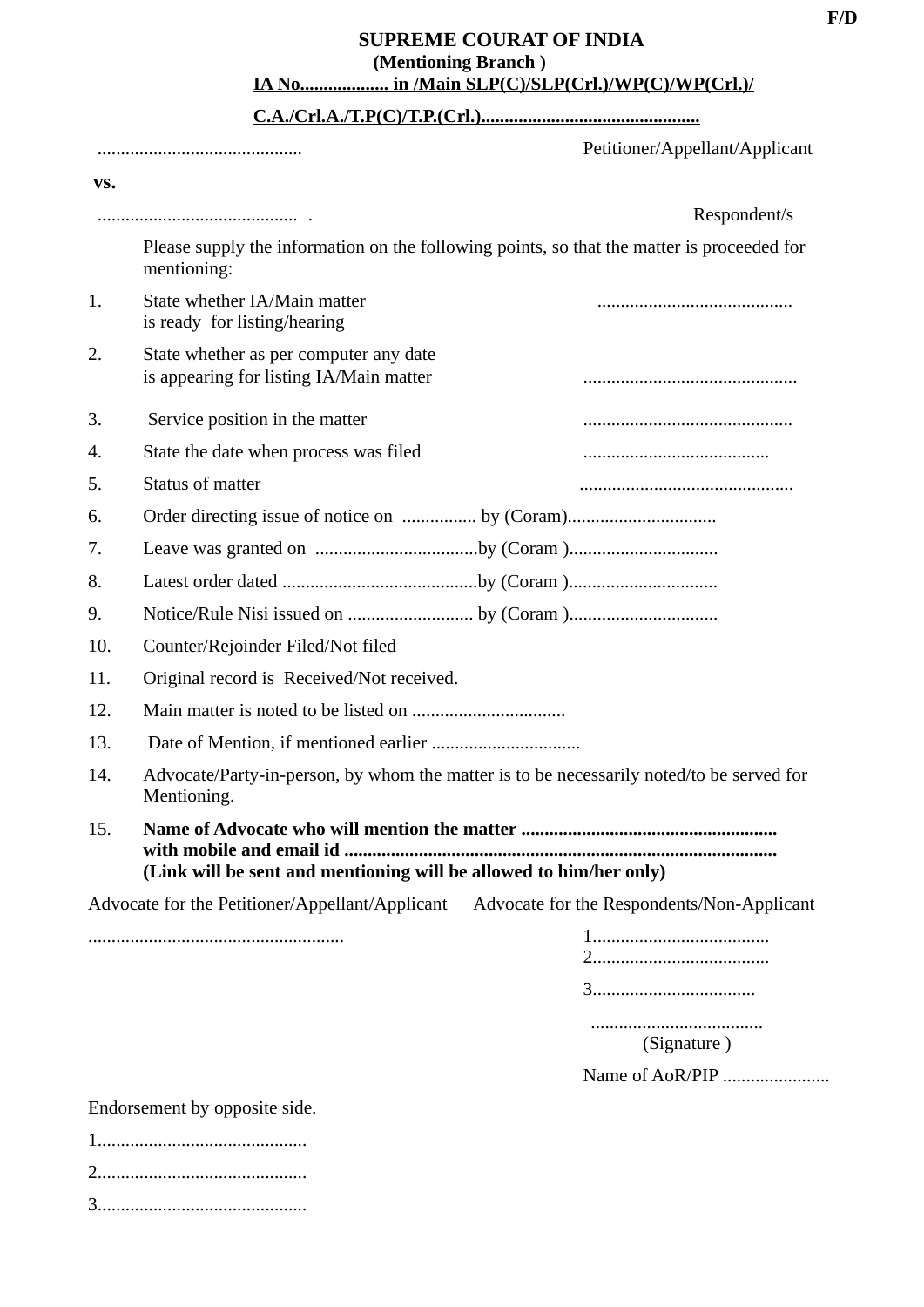F/D

**SUPREME COURAT OF INDIA**
**(Mentioning Branch )**

**IA No................... in /Main SLP(C)/SLP(Crl.)/WP(C)/WP(Crl.)/**

**C.A./Crl.A./T.P(C)/T.P.(Crl.)...............................................**

............................................ Petitioner/Appellant/Applicant

**vs.**

........................................... . Respondent/s

Please supply the information on the following points, so that the matter is proceeded for mentioning:

1. State whether IA/Main matter is ready for listing/hearing ..........................................
2. State whether as per computer any date is appearing for listing IA/Main matter .............................................
3. Service position in the matter .............................................
4. State the date when process was filed ........................................
5. Status of matter ..............................................
6. Order directing issue of notice on ................ by (Coram)................................
7. Leave was granted on ...................................by (Coram )................................
8. Latest order dated ..........................................by (Coram )................................
9. Notice/Rule Nisi issued on ........................... by (Coram )................................
10. Counter/Rejoinder Filed/Not filed
11. Original record is Received/Not received.
12. Main matter is noted to be listed on .................................
13. Date of Mention, if mentioned earlier ................................
14. Advocate/Party-in-person, by whom the matter is to be necessarily noted/to be served for Mentioning.
15. **Name of Advocate who will mention the matter ...................................................... with mobile and email id ............................................................................................ (Link will be sent and mentioning will be allowed to him/her only)**

Advocate for the Petitioner/Appellant/Applicant Advocate for the Respondents/Non-Applicant

......................................................

1......................................
2......................................
3...................................

.....................................
(Signature )

Name of AoR/PIP .......................

Endorsement by opposite side.

1............................................
2............................................
3............................................